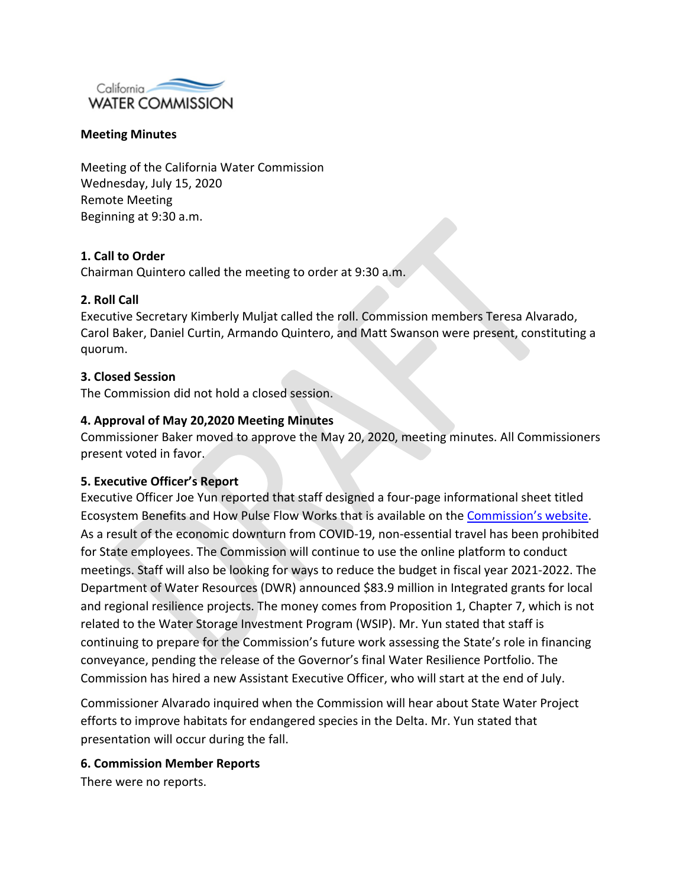California WATER COMMISSION

**Meeting Minutes**

Meeting of the California Water Commission
Wednesday, July 15, 2020
Remote Meeting
Beginning at 9:30 a.m.

**1. Call to Order**
Chairman Quintero called the meeting to order at 9:30 a.m.

**2. Roll Call**
Executive Secretary Kimberly Muljat called the roll. Commission members Teresa Alvarado, Carol Baker, Daniel Curtin, Armando Quintero, and Matt Swanson were present, constituting a quorum.

**3. Closed Session**
The Commission did not hold a closed session.

**4. Approval of May 20,2020 Meeting Minutes**
Commissioner Baker moved to approve the May 20, 2020, meeting minutes. All Commissioners present voted in favor.

**5. Executive Officer's Report**
Executive Officer Joe Yun reported that staff designed a four-page informational sheet titled Ecosystem Benefits and How Pulse Flow Works that is available on the Commission's website. As a result of the economic downturn from COVID-19, non-essential travel has been prohibited for State employees. The Commission will continue to use the online platform to conduct meetings. Staff will also be looking for ways to reduce the budget in fiscal year 2021-2022. The Department of Water Resources (DWR) announced $83.9 million in Integrated grants for local and regional resilience projects. The money comes from Proposition 1, Chapter 7, which is not related to the Water Storage Investment Program (WSIP). Mr. Yun stated that staff is continuing to prepare for the Commission's future work assessing the State's role in financing conveyance, pending the release of the Governor's final Water Resilience Portfolio. The Commission has hired a new Assistant Executive Officer, who will start at the end of July.

Commissioner Alvarado inquired when the Commission will hear about State Water Project efforts to improve habitats for endangered species in the Delta. Mr. Yun stated that presentation will occur during the fall.

**6. Commission Member Reports**
There were no reports.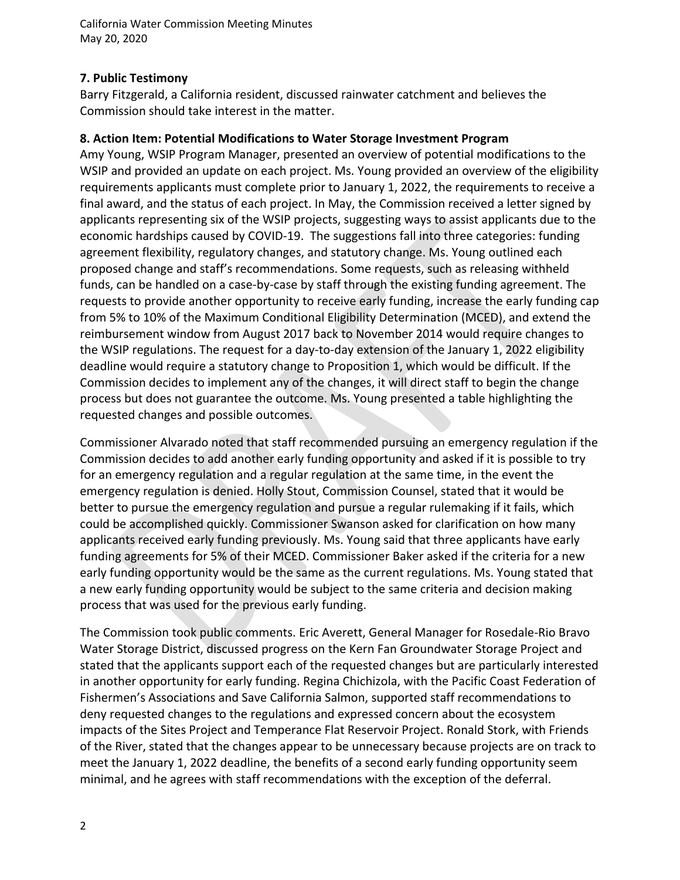**7. Public Testimony**

Barry Fitzgerald, a California resident, discussed rainwater catchment and believes the Commission should take interest in the matter.

**8. Action Item: Potential Modifications to Water Storage Investment Program**

Amy Young, WSIP Program Manager, presented an overview of potential modifications to the WSIP and provided an update on each project. Ms. Young provided an overview of the eligibility requirements applicants must complete prior to January 1, 2022, the requirements to receive a final award, and the status of each project. In May, the Commission received a letter signed by applicants representing six of the WSIP projects, suggesting ways to assist applicants due to the economic hardships caused by COVID-19. The suggestions fall into three categories: funding agreement flexibility, regulatory changes, and statutory change. Ms. Young outlined each proposed change and staff's recommendations. Some requests, such as releasing withheld funds, can be handled on a case-by-case by staff through the existing funding agreement. The requests to provide another opportunity to receive early funding, increase the early funding cap from 5% to 10% of the Maximum Conditional Eligibility Determination (MCED), and extend the reimbursement window from August 2017 back to November 2014 would require changes to the WSIP regulations. The request for a day-to-day extension of the January 1, 2022 eligibility deadline would require a statutory change to Proposition 1, which would be difficult. If the Commission decides to implement any of the changes, it will direct staff to begin the change process but does not guarantee the outcome. Ms. Young presented a table highlighting the requested changes and possible outcomes.

Commissioner Alvarado noted that staff recommended pursuing an emergency regulation if the Commission decides to add another early funding opportunity and asked if it is possible to try for an emergency regulation and a regular regulation at the same time, in the event the emergency regulation is denied. Holly Stout, Commission Counsel, stated that it would be better to pursue the emergency regulation and pursue a regular rulemaking if it fails, which could be accomplished quickly. Commissioner Swanson asked for clarification on how many applicants received early funding previously. Ms. Young said that three applicants have early funding agreements for 5% of their MCED. Commissioner Baker asked if the criteria for a new early funding opportunity would be the same as the current regulations. Ms. Young stated that a new early funding opportunity would be subject to the same criteria and decision making process that was used for the previous early funding.

The Commission took public comments. Eric Averett, General Manager for Rosedale-Rio Bravo Water Storage District, discussed progress on the Kern Fan Groundwater Storage Project and stated that the applicants support each of the requested changes but are particularly interested in another opportunity for early funding. Regina Chichizola, with the Pacific Coast Federation of Fishermen's Associations and Save California Salmon, supported staff recommendations to deny requested changes to the regulations and expressed concern about the ecosystem impacts of the Sites Project and Temperance Flat Reservoir Project. Ronald Stork, with Friends of the River, stated that the changes appear to be unnecessary because projects are on track to meet the January 1, 2022 deadline, the benefits of a second early funding opportunity seem minimal, and he agrees with staff recommendations with the exception of the deferral.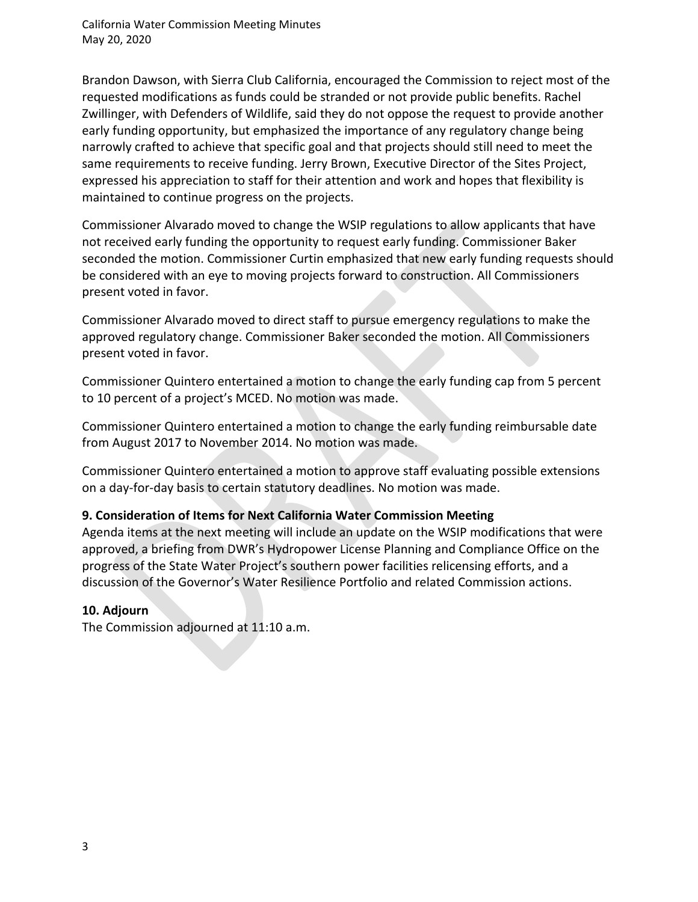Brandon Dawson, with Sierra Club California, encouraged the Commission to reject most of the requested modifications as funds could be stranded or not provide public benefits. Rachel Zwillinger, with Defenders of Wildlife, said they do not oppose the request to provide another early funding opportunity, but emphasized the importance of any regulatory change being narrowly crafted to achieve that specific goal and that projects should still need to meet the same requirements to receive funding. Jerry Brown, Executive Director of the Sites Project, expressed his appreciation to staff for their attention and work and hopes that flexibility is maintained to continue progress on the projects.

Commissioner Alvarado moved to change the WSIP regulations to allow applicants that have not received early funding the opportunity to request early funding. Commissioner Baker seconded the motion. Commissioner Curtin emphasized that new early funding requests should be considered with an eye to moving projects forward to construction. All Commissioners present voted in favor.

Commissioner Alvarado moved to direct staff to pursue emergency regulations to make the approved regulatory change. Commissioner Baker seconded the motion. All Commissioners present voted in favor.

Commissioner Quintero entertained a motion to change the early funding cap from 5 percent to 10 percent of a project's MCED. No motion was made.

Commissioner Quintero entertained a motion to change the early funding reimbursable date from August 2017 to November 2014. No motion was made.

Commissioner Quintero entertained a motion to approve staff evaluating possible extensions on a day-for-day basis to certain statutory deadlines. No motion was made.

**9. Consideration of Items for Next California Water Commission Meeting**

Agenda items at the next meeting will include an update on the WSIP modifications that were approved, a briefing from DWR's Hydropower License Planning and Compliance Office on the progress of the State Water Project's southern power facilities relicensing efforts, and a discussion of the Governor's Water Resilience Portfolio and related Commission actions.

**10. Adjourn**

The Commission adjourned at 11:10 a.m.